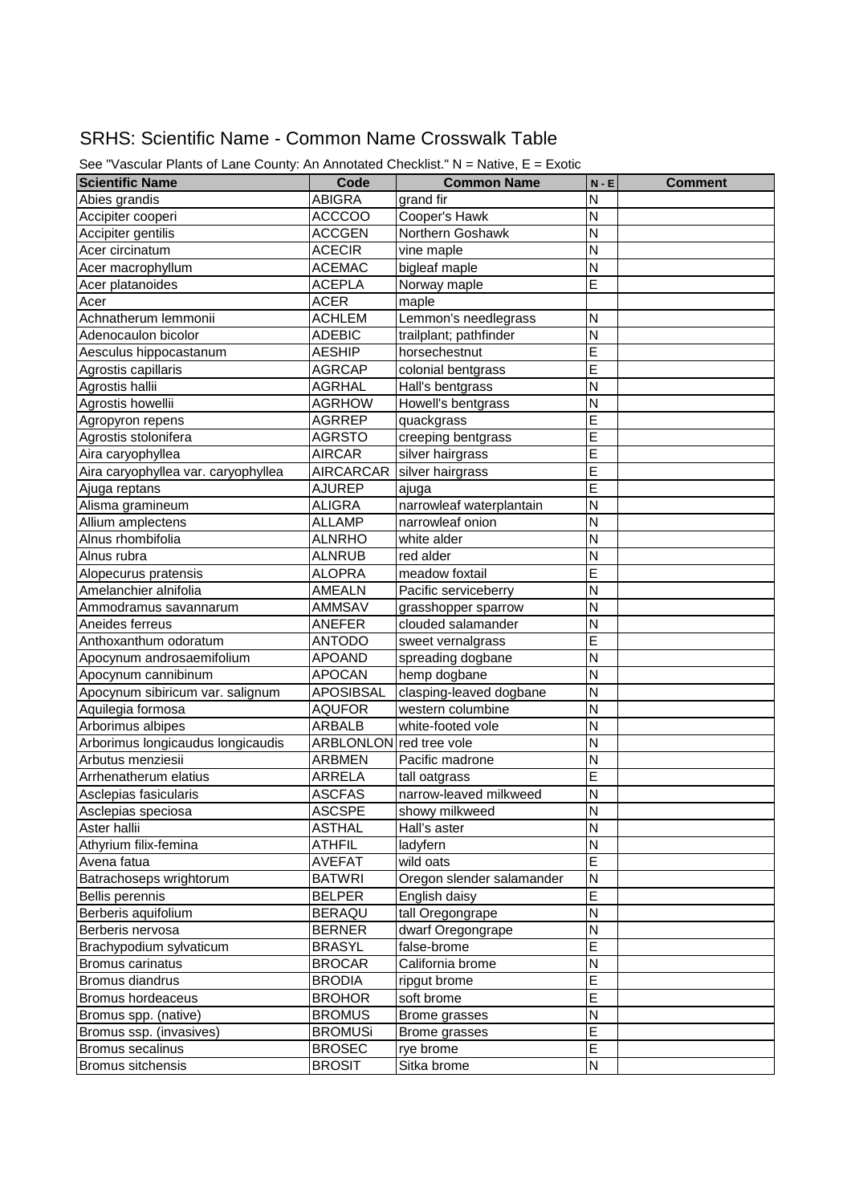# SRHS: Scientific Name - Common Name Crosswalk Table

See "Vascular Plants of Lane County: An Annotated Checklist." N = Native, E = Exotic

| Scientific Name | Code | Common Name | N - E | Comment |
|---|---|---|---|---|
| Abies grandis | ABIGRA | grand fir | N | |
| Accipiter cooperi | ACCCOO | Cooper's Hawk | N | |
| Accipiter gentilis | ACCGEN | Northern Goshawk | N | |
| Acer circinatum | ACECIR | vine maple | N | |
| Acer macrophyllum | ACEMAC | bigleaf maple | N | |
| Acer platanoides | ACEPLA | Norway maple | E | |
| Acer | ACER | maple | | |
| Achnatherum lemmonii | ACHLEM | Lemmon's needlegrass | N | |
| Adenocaulon bicolor | ADEBIC | trailplant; pathfinder | N | |
| Aesculus hippocastanum | AESHIP | horsechestnut | E | |
| Agrostis capillaris | AGRCAP | colonial bentgrass | E | |
| Agrostis hallii | AGRHAL | Hall's bentgrass | N | |
| Agrostis howellii | AGRHOW | Howell's bentgrass | N | |
| Agropyron repens | AGRREP | quackgrass | E | |
| Agrostis stolonifera | AGRSTO | creeping bentgrass | E | |
| Aira caryophyllea | AIRCAR | silver hairgrass | E | |
| Aira caryophyllea var. caryophyllea | AIRCARCAR | silver hairgrass | E | |
| Ajuga reptans | AJUREP | ajuga | E | |
| Alisma gramineum | ALIGRA | narrowleaf waterplantain | N | |
| Allium amplectens | ALLAMP | narrowleaf onion | N | |
| Alnus rhombifolia | ALNRHO | white alder | N | |
| Alnus rubra | ALNRUB | red alder | N | |
| Alopecurus pratensis | ALOPRA | meadow foxtail | E | |
| Amelanchier alnifolia | AMEALN | Pacific serviceberry | N | |
| Ammodramus savannarum | AMMSAV | grasshopper sparrow | N | |
| Aneides ferreus | ANEFER | clouded salamander | N | |
| Anthoxanthum odoratum | ANTODO | sweet vernalgrass | E | |
| Apocynum androsaemifolium | APOAND | spreading dogbane | N | |
| Apocynum cannibinum | APOCAN | hemp dogbane | N | |
| Apocynum sibiricum var. salignum | APOSIBSAL | clasping-leaved dogbane | N | |
| Aquilegia formosa | AQUFOR | western columbine | N | |
| Arborimus albipes | ARBALB | white-footed vole | N | |
| Arborimus longicaudus longicaudis | ARBLONLON | red tree vole | N | |
| Arbutus menziesii | ARBMEN | Pacific madrone | N | |
| Arrhenatherum elatius | ARRELA | tall oatgrass | E | |
| Asclepias fasicularis | ASCFAS | narrow-leaved milkweed | N | |
| Asclepias speciosa | ASCSPE | showy milkweed | N | |
| Aster hallii | ASTHAL | Hall's aster | N | |
| Athyrium filix-femina | ATHFIL | ladyfern | N | |
| Avena fatua | AVEFAT | wild oats | E | |
| Batrachoseps wrightorum | BATWRI | Oregon slender salamander | N | |
| Bellis perennis | BELPER | English daisy | E | |
| Berberis aquifolium | BERAQU | tall Oregongrape | N | |
| Berberis nervosa | BERNER | dwarf Oregongrape | N | |
| Brachypodium sylvaticum | BRASYL | false-brome | E | |
| Bromus carinatus | BROCAR | California brome | N | |
| Bromus diandrus | BRODIA | ripgut brome | E | |
| Bromus hordeaceus | BROHOR | soft brome | E | |
| Bromus spp. (native) | BROMUS | Brome grasses | N | |
| Bromus ssp. (invasives) | BROMUSi | Brome grasses | E | |
| Bromus secalinus | BROSEC | rye brome | E | |
| Bromus sitchensis | BROSIT | Sitka brome | N | |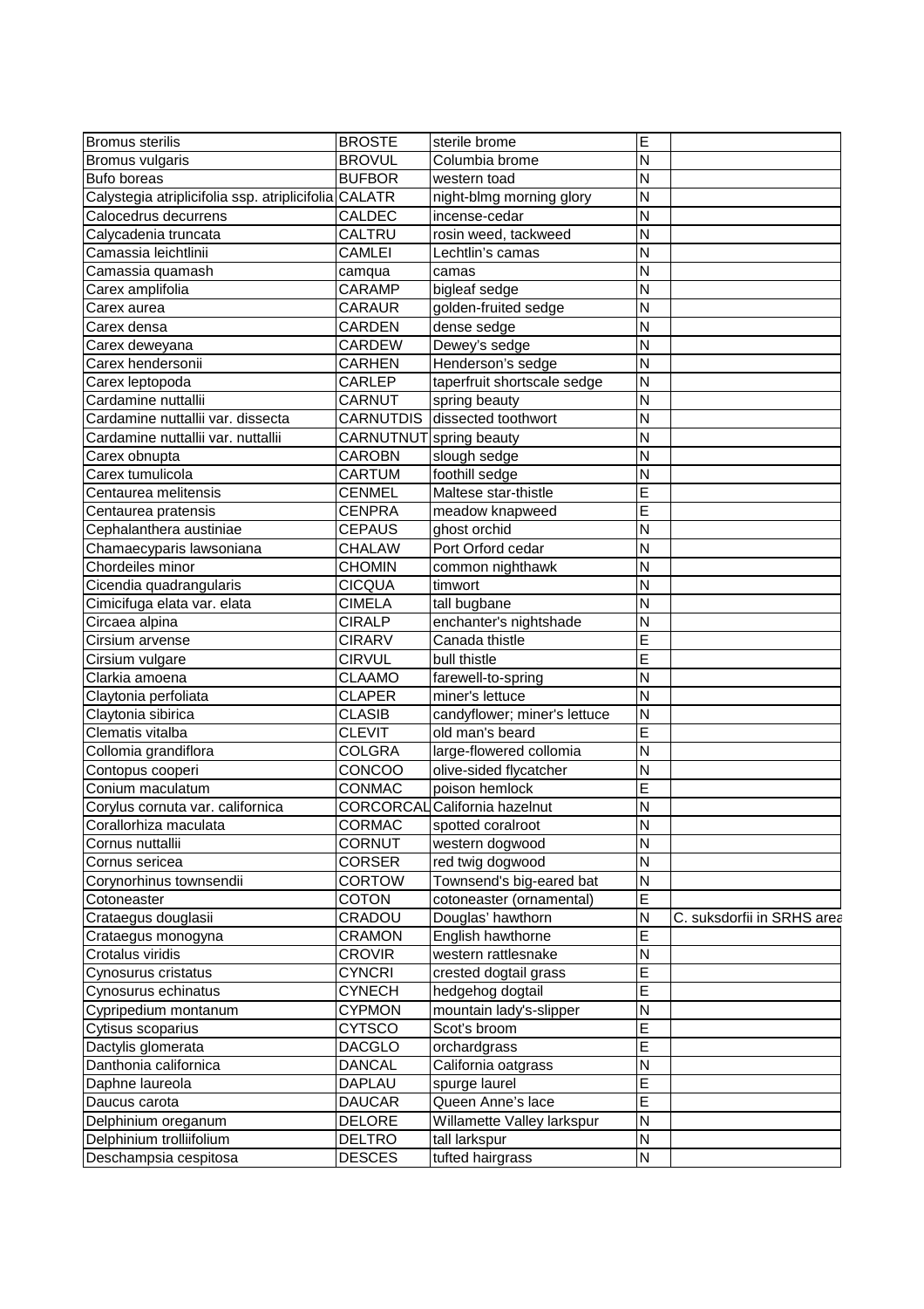| | | | | |
|---|---|---|---|---|
| Bromus sterilis | BROSTE | sterile brome | E | |
| Bromus vulgaris | BROVUL | Columbia brome | N | |
| Bufo boreas | BUFBOR | western toad | N | |
| Calystegia atriplicifolia ssp. atriplicifolia | CALATR | night-blmg morning glory | N | |
| Calocedrus decurrens | CALDEC | incense-cedar | N | |
| Calycadenia truncata | CALTRU | rosin weed, tackweed | N | |
| Camassia leichtlinii | CAMLEI | Lechtlin's camas | N | |
| Camassia quamash | camqua | camas | N | |
| Carex amplifolia | CARAMP | bigleaf sedge | N | |
| Carex aurea | CARAUR | golden-fruited sedge | N | |
| Carex densa | CARDEN | dense sedge | N | |
| Carex deweyana | CARDEW | Dewey's sedge | N | |
| Carex hendersonii | CARHEN | Henderson's sedge | N | |
| Carex leptopoda | CARLEP | taperfruit shortscale sedge | N | |
| Cardamine nuttallii | CARNUT | spring beauty | N | |
| Cardamine nuttallii var. dissecta | CARNUTDIS | dissected toothwort | N | |
| Cardamine nuttallii var. nuttallii | CARNUTNUT | spring beauty | N | |
| Carex obnupta | CAROBN | slough sedge | N | |
| Carex tumulicola | CARTUM | foothill sedge | N | |
| Centaurea melitensis | CENMEL | Maltese star-thistle | E | |
| Centaurea pratensis | CENPRA | meadow knapweed | E | |
| Cephalanthera austiniae | CEPAUS | ghost orchid | N | |
| Chamaecyparis lawsoniana | CHALAW | Port Orford cedar | N | |
| Chordeiles minor | CHOMIN | common nighthawk | N | |
| Cicendia quadrangularis | CICQUA | timwort | N | |
| Cimicifuga elata var. elata | CIMELA | tall bugbane | N | |
| Circaea alpina | CIRALP | enchanter's nightshade | N | |
| Cirsium arvense | CIRARV | Canada thistle | E | |
| Cirsium vulgare | CIRVUL | bull thistle | E | |
| Clarkia amoena | CLAAMO | farewell-to-spring | N | |
| Claytonia perfoliata | CLAPER | miner's lettuce | N | |
| Claytonia sibirica | CLASIB | candyflower; miner's lettuce | N | |
| Clematis vitalba | CLEVIT | old man's beard | E | |
| Collomia grandiflora | COLGRA | large-flowered collomia | N | |
| Contopus cooperi | CONCOO | olive-sided flycatcher | N | |
| Conium maculatum | CONMAC | poison hemlock | E | |
| Corylus cornuta var. californica | CORCORCAL | California hazelnut | N | |
| Corallorhiza maculata | CORMAC | spotted coralroot | N | |
| Cornus nuttallii | CORNUT | western dogwood | N | |
| Cornus sericea | CORSER | red twig dogwood | N | |
| Corynorhinus townsendii | CORTOW | Townsend's big-eared bat | N | |
| Cotoneaster | COTON | cotoneaster (ornamental) | E | |
| Crataegus douglasii | CRADOU | Douglas' hawthorn | N | C. suksdorfii in SRHS area |
| Crataegus monogyna | CRAMON | English hawthorne | E | |
| Crotalus viridis | CROVIR | western rattlesnake | N | |
| Cynosurus cristatus | CYNCRI | crested dogtail grass | E | |
| Cynosurus echinatus | CYNECH | hedgehog dogtail | E | |
| Cypripedium montanum | CYPMON | mountain lady's-slipper | N | |
| Cytisus scoparius | CYTSCO | Scot's broom | E | |
| Dactylis glomerata | DACGLO | orchardgrass | E | |
| Danthonia californica | DANCAL | California oatgrass | N | |
| Daphne laureola | DAPLAU | spurge laurel | E | |
| Daucus carota | DAUCAR | Queen Anne's lace | E | |
| Delphinium oreganum | DELORE | Willamette Valley larkspur | N | |
| Delphinium trolliifolium | DELTRO | tall larkspur | N | |
| Deschampsia cespitosa | DESCES | tufted hairgrass | N | |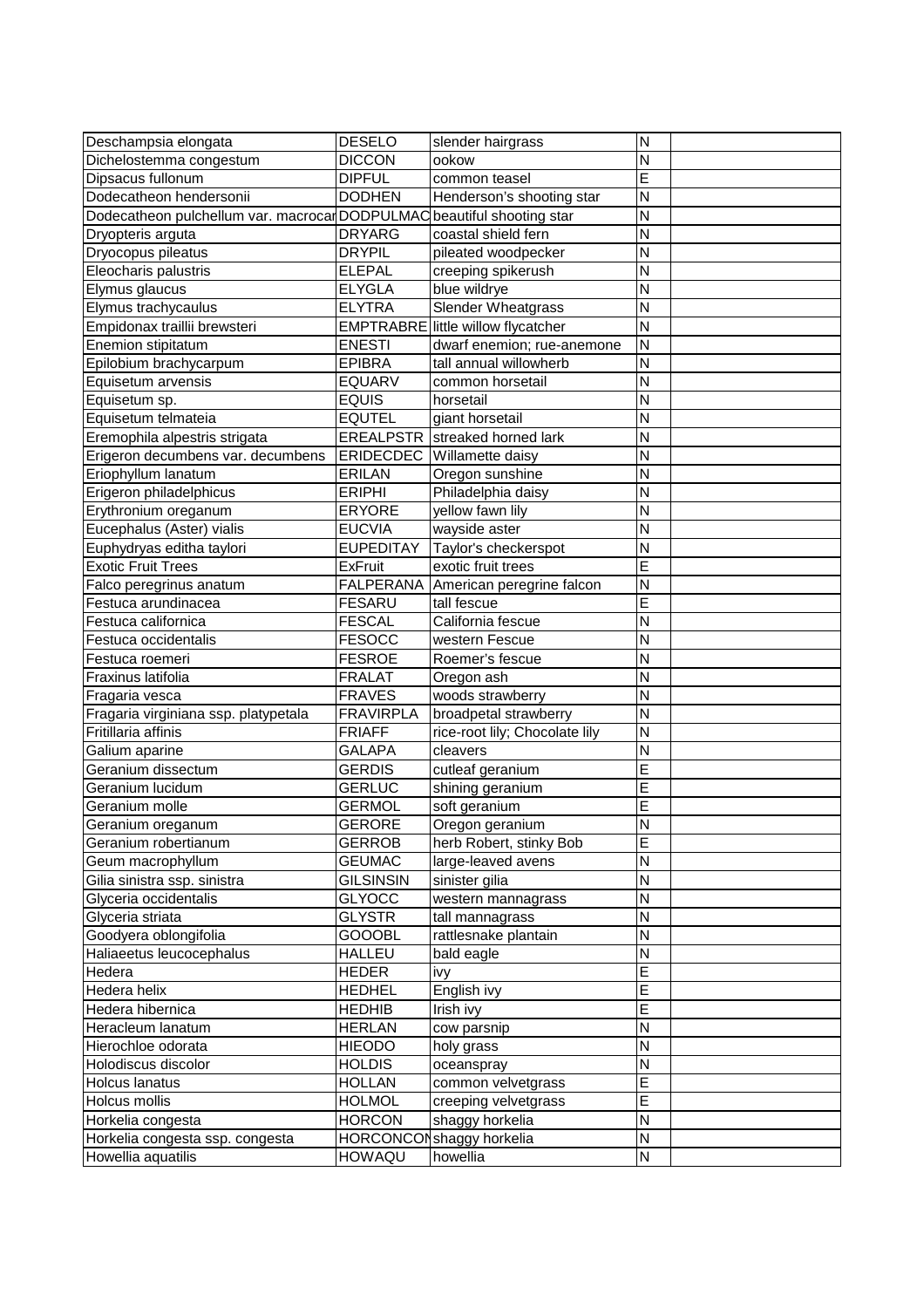| | | | | |
|---|---|---|---|---|
| Deschampsia elongata | DESELO | slender hairgrass | N | |
| Dichelostemma congestum | DICCON | ookow | N | |
| Dipsacus fullonum | DIPFUL | common teasel | E | |
| Dodecatheon hendersonii | DODHEN | Henderson's shooting star | N | |
| Dodecatheon pulchellum var. macrocar | DODPULMAC | beautiful shooting star | N | |
| Dryopteris arguta | DRYARG | coastal shield fern | N | |
| Dryocopus pileatus | DRYPIL | pileated woodpecker | N | |
| Eleocharis palustris | ELEPAL | creeping spikerush | N | |
| Elymus glaucus | ELYGLA | blue wildrye | N | |
| Elymus trachycaulus | ELYTRA | Slender Wheatgrass | N | |
| Empidonax traillii brewsteri | EMPTRABRE | little willow flycatcher | N | |
| Enemion stipitatum | ENESTI | dwarf enemion; rue-anemone | N | |
| Epilobium brachycarpum | EPIBRA | tall annual willowherb | N | |
| Equisetum arvensis | EQUARV | common horsetail | N | |
| Equisetum sp. | EQUIS | horsetail | N | |
| Equisetum telmateia | EQUTEL | giant horsetail | N | |
| Eremophila alpestris strigata | EREALPSTR | streaked horned lark | N | |
| Erigeron decumbens var. decumbens | ERIDECDEC | Willamette daisy | N | |
| Eriophyllum lanatum | ERILAN | Oregon sunshine | N | |
| Erigeron philadelphicus | ERIPHI | Philadelphia daisy | N | |
| Erythronium oreganum | ERYORE | yellow fawn lily | N | |
| Eucephalus (Aster) vialis | EUCVIA | wayside aster | N | |
| Euphydryas editha taylori | EUPEDITAY | Taylor's checkerspot | N | |
| Exotic Fruit Trees | ExFruit | exotic fruit trees | E | |
| Falco peregrinus anatum | FALPERANA | American peregrine falcon | N | |
| Festuca arundinacea | FESARU | tall fescue | E | |
| Festuca californica | FESCAL | California fescue | N | |
| Festuca occidentalis | FESOCC | western Fescue | N | |
| Festuca roemeri | FESROE | Roemer's fescue | N | |
| Fraxinus latifolia | FRALAT | Oregon ash | N | |
| Fragaria vesca | FRAVES | woods strawberry | N | |
| Fragaria virginiana ssp. platypetala | FRAVIRPLA | broadpetal strawberry | N | |
| Fritillaria affinis | FRIAFF | rice-root lily; Chocolate lily | N | |
| Galium aparine | GALAPA | cleavers | N | |
| Geranium dissectum | GERDIS | cutleaf geranium | E | |
| Geranium lucidum | GERLUC | shining geranium | E | |
| Geranium molle | GERMOL | soft geranium | E | |
| Geranium oreganum | GERORE | Oregon geranium | N | |
| Geranium robertianum | GERROB | herb Robert, stinky Bob | E | |
| Geum macrophyllum | GEUMAC | large-leaved avens | N | |
| Gilia sinistra ssp. sinistra | GILSINSIN | sinister gilia | N | |
| Glyceria occidentalis | GLYOCC | western mannagrass | N | |
| Glyceria striata | GLYSTR | tall mannagrass | N | |
| Goodyera oblongifolia | GOOOBL | rattlesnake plantain | N | |
| Haliaeetus leucocephalus | HALLEU | bald eagle | N | |
| Hedera | HEDER | ivy | E | |
| Hedera helix | HEDHEL | English ivy | E | |
| Hedera hibernica | HEDHIB | Irish ivy | E | |
| Heracleum lanatum | HERLAN | cow parsnip | N | |
| Hierochloe odorata | HIEODO | holy grass | N | |
| Holodiscus discolor | HOLDIS | oceanspray | N | |
| Holcus lanatus | HOLLAN | common velvetgrass | E | |
| Holcus mollis | HOLMOL | creeping velvetgrass | E | |
| Horkelia congesta | HORCON | shaggy horkelia | N | |
| Horkelia congesta ssp. congesta | HORCONCON | shaggy horkelia | N | |
| Howellia aquatilis | HOWAQU | howellia | N | |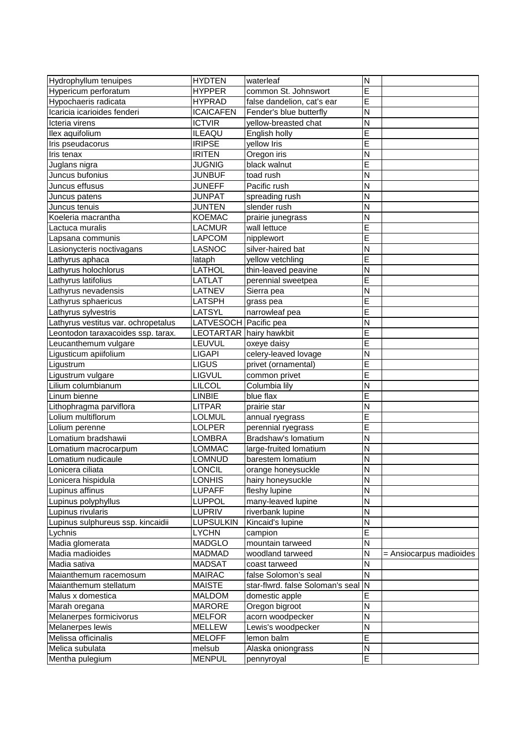| | | | | |
|---|---|---|---|---|
| Hydrophyllum tenuipes | HYDTEN | waterleaf | N | |
| Hypericum perforatum | HYPPER | common St. Johnswort | E | |
| Hypochaeris radicata | HYPRAD | false dandelion, cat's ear | E | |
| Icaricia icarioides fenderi | ICAICAFEN | Fender's blue butterfly | N | |
| Icteria virens | ICTVIR | yellow-breasted chat | N | |
| Ilex aquifolium | ILEAQU | English holly | E | |
| Iris pseudacorus | IRIPSE | yellow Iris | E | |
| Iris tenax | IRITEN | Oregon iris | N | |
| Juglans nigra | JUGNIG | black walnut | E | |
| Juncus bufonius | JUNBUF | toad rush | N | |
| Juncus effusus | JUNEFF | Pacific rush | N | |
| Juncus patens | JUNPAT | spreading rush | N | |
| Juncus tenuis | JUNTEN | slender rush | N | |
| Koeleria macrantha | KOEMAC | prairie junegrass | N | |
| Lactuca muralis | LACMUR | wall lettuce | E | |
| Lapsana communis | LAPCOM | nipplewort | E | |
| Lasionycteris noctivagans | LASNOC | silver-haired bat | N | |
| Lathyrus aphaca | lataph | yellow vetchling | E | |
| Lathyrus holochlorus | LATHOL | thin-leaved peavine | N | |
| Lathyrus latifolius | LATLAT | perennial sweetpea | E | |
| Lathyrus nevadensis | LATNEV | Sierra pea | N | |
| Lathyrus sphaericus | LATSPH | grass pea | E | |
| Lathyrus sylvestris | LATSYL | narrowleaf pea | E | |
| Lathyrus vestitus var. ochropetalus | LATVESOCH | Pacific pea | N | |
| Leontodon taraxacoides ssp. tarax. | LEOTARTAR | hairy hawkbit | E | |
| Leucanthemum vulgare | LEUVUL | oxeye daisy | E | |
| Ligusticum apiifolium | LIGAPI | celery-leaved lovage | N | |
| Ligustrum | LIGUS | privet (ornamental) | E | |
| Ligustrum vulgare | LIGVUL | common privet | E | |
| Lilium columbianum | LILCOL | Columbia lily | N | |
| Linum bienne | LINBIE | blue flax | E | |
| Lithophragma parviflora | LITPAR | prairie star | N | |
| Lolium multiflorum | LOLMUL | annual ryegrass | E | |
| Lolium perenne | LOLPER | perennial ryegrass | E | |
| Lomatium bradshawii | LOMBRA | Bradshaw's lomatium | N | |
| Lomatium macrocarpum | LOMMAC | large-fruited lomatium | N | |
| Lomatium nudicaule | LOMNUD | barestem lomatium | N | |
| Lonicera ciliata | LONCIL | orange honeysuckle | N | |
| Lonicera hispidula | LONHIS | hairy honeysuckle | N | |
| Lupinus affinus | LUPAFF | fleshy lupine | N | |
| Lupinus polyphyllus | LUPPOL | many-leaved lupine | N | |
| Lupinus rivularis | LUPRIV | riverbank lupine | N | |
| Lupinus sulphureus ssp. kincaidii | LUPSULKIN | Kincaid's lupine | N | |
| Lychnis | LYCHN | campion | E | |
| Madia glomerata | MADGLO | mountain tarweed | N | |
| Madia madioides | MADMAD | woodland tarweed | N | = Ansiocarpus madioides |
| Madia sativa | MADSAT | coast tarweed | N | |
| Maianthemum racemosum | MAIRAC | false Solomon's seal | N | |
| Maianthemum stellatum | MAISTE | star-flwrd. false Soloman's seal | N | |
| Malus x domestica | MALDOM | domestic apple | E | |
| Marah oregana | MARORE | Oregon bigroot | N | |
| Melanerpes formicivorus | MELFOR | acorn woodpecker | N | |
| Melanerpes lewis | MELLEW | Lewis's woodpecker | N | |
| Melissa officinalis | MELOFF | lemon balm | E | |
| Melica subulata | melsub | Alaska oniongrass | N | |
| Mentha pulegium | MENPUL | pennyroyal | E | |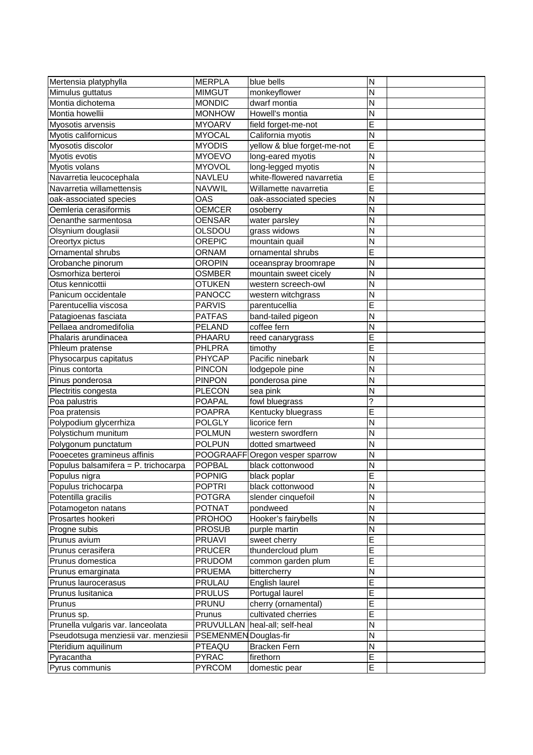| Mertensia platyphylla | MERPLA | blue bells | N | |
|---|---|---|---|---|
| Mimulus guttatus | MIMGUT | monkeyflower | N | |
| Montia dichotema | MONDIC | dwarf montia | N | |
| Montia howellii | MONHOW | Howell's montia | N | |
| Myosotis arvensis | MYOARV | field forget-me-not | E | |
| Myotis californicus | MYOCAL | California myotis | N | |
| Myosotis discolor | MYODIS | yellow & blue forget-me-not | E | |
| Myotis evotis | MYOEVO | long-eared myotis | N | |
| Myotis volans | MYOVOL | long-legged myotis | N | |
| Navarretia leucocephala | NAVLEU | white-flowered navarretia | E | |
| Navarretia willamettensis | NAVWIL | Willamette navarretia | E | |
| oak-associated species | OAS | oak-associated species | N | |
| Oemleria cerasiformis | OEMCER | osoberry | N | |
| Oenanthe sarmentosa | OENSAR | water parsley | N | |
| Olsynium douglasii | OLSDOU | grass widows | N | |
| Oreortyx pictus | OREPIC | mountain quail | N | |
| Ornamental shrubs | ORNAM | ornamental shrubs | E | |
| Orobanche pinorum | OROPIN | oceanspray broomrape | N | |
| Osmorhiza berteroi | OSMBER | mountain sweet cicely | N | |
| Otus kennicottii | OTUKEN | western screech-owl | N | |
| Panicum occidentale | PANOCC | western witchgrass | N | |
| Parentucellia viscosa | PARVIS | parentucellia | E | |
| Patagioenas fasciata | PATFAS | band-tailed pigeon | N | |
| Pellaea andromedifolia | PELAND | coffee fern | N | |
| Phalaris arundinacea | PHAARU | reed canarygrass | E | |
| Phleum pratense | PHLPRA | timothy | E | |
| Physocarpus capitatus | PHYCAP | Pacific ninebark | N | |
| Pinus contorta | PINCON | lodgepole pine | N | |
| Pinus ponderosa | PINPON | ponderosa pine | N | |
| Plectritis congesta | PLECON | sea pink | N | |
| Poa palustris | POAPAL | fowl bluegrass | ? | |
| Poa pratensis | POAPRA | Kentucky bluegrass | E | |
| Polypodium glycerrhiza | POLGLY | licorice fern | N | |
| Polystichum munitum | POLMUN | western swordfern | N | |
| Polygonum punctatum | POLPUN | dotted smartweed | N | |
| Pooecetes gramineus affinis | POOGRAAFF | Oregon vesper sparrow | N | |
| Populus balsamifera = P. trichocarpa | POPBAL | black cottonwood | N | |
| Populus nigra | POPNIG | black poplar | E | |
| Populus trichocarpa | POPTRI | black cottonwood | N | |
| Potentilla gracilis | POTGRA | slender cinquefoil | N | |
| Potamogeton natans | POTNAT | pondweed | N | |
| Prosartes hookeri | PROHOO | Hooker's fairybells | N | |
| Progne subis | PROSUB | purple martin | N | |
| Prunus avium | PRUAVI | sweet cherry | E | |
| Prunus cerasifera | PRUCER | thundercloud plum | E | |
| Prunus domestica | PRUDOM | common garden plum | E | |
| Prunus emarginata | PRUEMA | bittercherry | N | |
| Prunus laurocerasus | PRULAU | English laurel | E | |
| Prunus lusitanica | PRULUS | Portugal laurel | E | |
| Prunus | PRUNU | cherry (ornamental) | E | |
| Prunus sp. | Prunus | cultivated cherries | E | |
| Prunella vulgaris var. lanceolata | PRUVULLAN | heal-all; self-heal | N | |
| Pseudotsuga menziesii var. menziesii | PSEMENMEN | Douglas-fir | N | |
| Pteridium aquilinum | PTEAQU | Bracken Fern | N | |
| Pyracantha | PYRAC | firethorn | E | |
| Pyrus communis | PYRCOM | domestic pear | E | |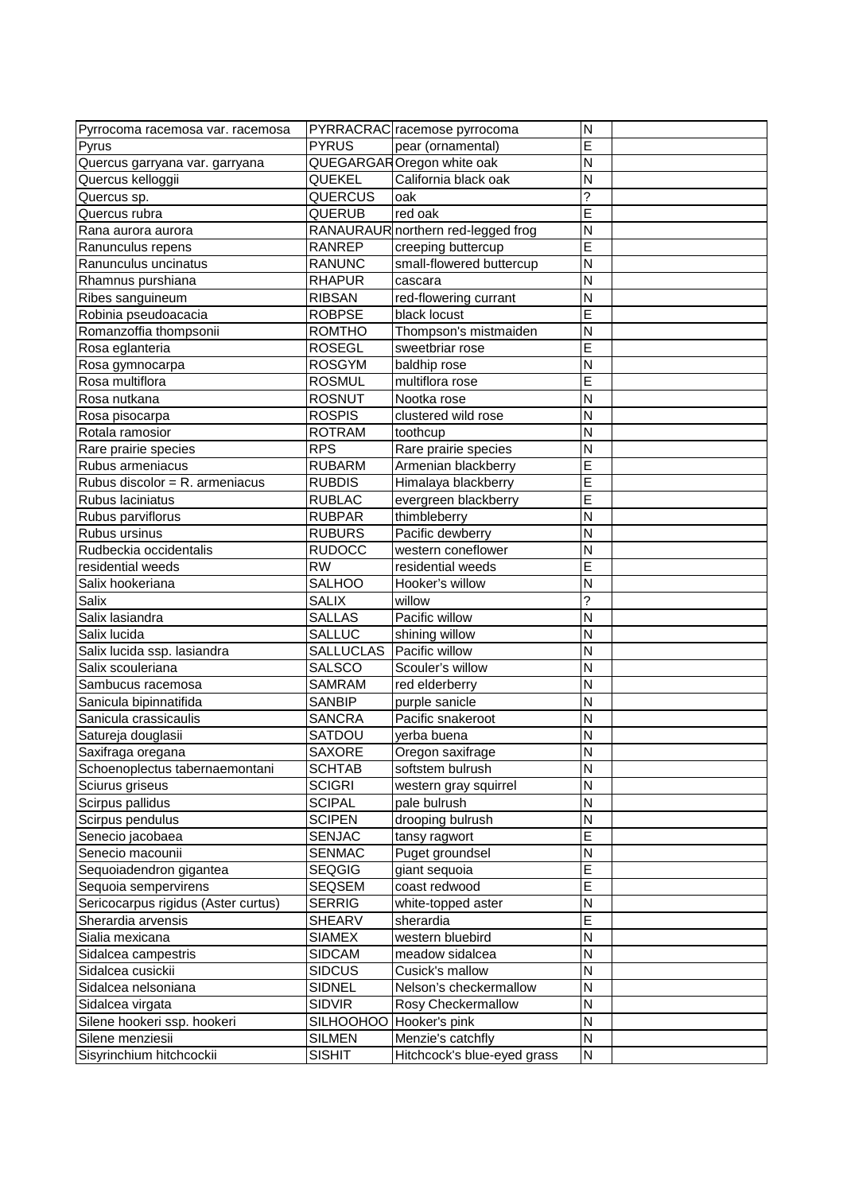| Pyrrocoma racemosa var. racemosa | PYRRACRAC | racemose pyrrocoma | N | |
|---|---|---|---|---|
| Pyrus | PYRUS | pear (ornamental) | E | |
| Quercus garryana var. garryana | QUEGARGAR | Oregon white oak | N | |
| Quercus kelloggii | QUEKEL | California black oak | N | |
| Quercus sp. | QUERCUS | oak | ? | |
| Quercus rubra | QUERUB | red oak | E | |
| Rana aurora aurora | RANAURAUR | northern red-legged frog | N | |
| Ranunculus repens | RANREP | creeping buttercup | E | |
| Ranunculus uncinatus | RANUNC | small-flowered buttercup | N | |
| Rhamnus purshiana | RHAPUR | cascara | N | |
| Ribes sanguineum | RIBSAN | red-flowering currant | N | |
| Robinia pseudoacacia | ROBPSE | black locust | E | |
| Romanzoffia thompsonii | ROMTHO | Thompson's mistmaiden | N | |
| Rosa eglanteria | ROSEGL | sweetbriar rose | E | |
| Rosa gymnocarpa | ROSGYM | baldhip rose | N | |
| Rosa multiflora | ROSMUL | multiflora rose | E | |
| Rosa nutkana | ROSNUT | Nootka rose | N | |
| Rosa pisocarpa | ROSPIS | clustered wild rose | N | |
| Rotala ramosior | ROTRAM | toothcup | N | |
| Rare prairie species | RPS | Rare prairie species | N | |
| Rubus armeniacus | RUBARM | Armenian blackberry | E | |
| Rubus discolor = R. armeniacus | RUBDIS | Himalaya blackberry | E | |
| Rubus laciniatus | RUBLAC | evergreen blackberry | E | |
| Rubus parviflorus | RUBPAR | thimbleberry | N | |
| Rubus ursinus | RUBURS | Pacific dewberry | N | |
| Rudbeckia occidentalis | RUDOCC | western coneflower | N | |
| residential weeds | RW | residential weeds | E | |
| Salix hookeriana | SALHOO | Hooker's willow | N | |
| Salix | SALIX | willow | ? | |
| Salix lasiandra | SALLAS | Pacific willow | N | |
| Salix lucida | SALLUC | shining willow | N | |
| Salix lucida ssp. lasiandra | SALLUCLAS | Pacific willow | N | |
| Salix scouleriana | SALSCO | Scouler's willow | N | |
| Sambucus racemosa | SAMRAM | red elderberry | N | |
| Sanicula bipinnatifida | SANBIP | purple sanicle | N | |
| Sanicula crassicaulis | SANCRA | Pacific snakeroot | N | |
| Satureja douglasii | SATDOU | yerba buena | N | |
| Saxifraga oregana | SAXORE | Oregon saxifrage | N | |
| Schoenoplectus tabernaemontani | SCHTAB | softstem bulrush | N | |
| Sciurus griseus | SCIGRI | western gray squirrel | N | |
| Scirpus pallidus | SCIPAL | pale bulrush | N | |
| Scirpus pendulus | SCIPEN | drooping bulrush | N | |
| Senecio jacobaea | SENJAC | tansy ragwort | E | |
| Senecio macounii | SENMAC | Puget groundsel | N | |
| Sequoiadendron gigantea | SEQGIG | giant sequoia | E | |
| Sequoia sempervirens | SEQSEM | coast redwood | E | |
| Sericocarpus rigidus (Aster curtus) | SERRIG | white-topped aster | N | |
| Sherardia arvensis | SHEARV | sherardia | E | |
| Sialia mexicana | SIAMEX | western bluebird | N | |
| Sidalcea campestris | SIDCAM | meadow sidalcea | N | |
| Sidalcea cusickii | SIDCUS | Cusick's mallow | N | |
| Sidalcea nelsoniana | SIDNEL | Nelson's checkermallow | N | |
| Sidalcea virgata | SIDVIR | Rosy Checkermallow | N | |
| Silene hookeri ssp. hookeri | SILHOOHOO | Hooker's pink | N | |
| Silene menziesii | SILMEN | Menzie's catchfly | N | |
| Sisyrinchium hitchcockii | SISHIT | Hitchcock's blue-eyed grass | N | |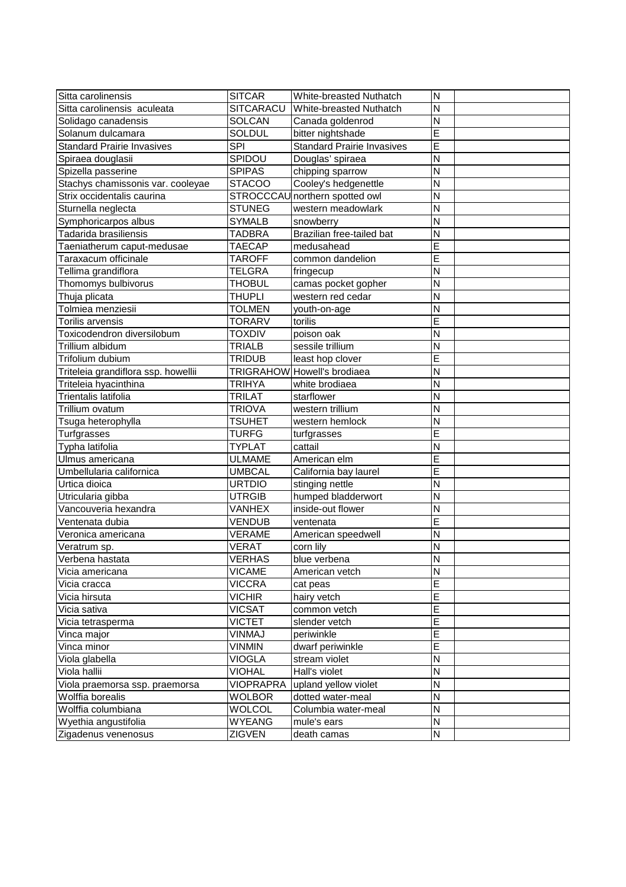| | | | | |
|---|---|---|---|---|
| Sitta carolinensis | SITCAR | White-breasted Nuthatch | N | |
| Sitta carolinensis aculeata | SITCARACU | White-breasted Nuthatch | N | |
| Solidago canadensis | SOLCAN | Canada goldenrod | N | |
| Solanum dulcamara | SOLDUL | bitter nightshade | E | |
| Standard Prairie Invasives | SPI | Standard Prairie Invasives | E | |
| Spiraea douglasii | SPIDOU | Douglas' spiraea | N | |
| Spizella passerine | SPIPAS | chipping sparrow | N | |
| Stachys chamissonis var. cooleyae | STACOO | Cooley's hedgenettle | N | |
| Strix occidentalis caurina | STROCCCAU | northern spotted owl | N | |
| Sturnella neglecta | STUNEG | western meadowlark | N | |
| Symphoricarpos albus | SYMALB | snowberry | N | |
| Tadarida brasiliensis | TADBRA | Brazilian free-tailed bat | N | |
| Taeniatherum caput-medusae | TAECAP | medusahead | E | |
| Taraxacum officinale | TAROFF | common dandelion | E | |
| Tellima grandiflora | TELGRA | fringecup | N | |
| Thomomys bulbivorus | THOBUL | camas pocket gopher | N | |
| Thuja plicata | THUPLI | western red cedar | N | |
| Tolmiea menziesii | TOLMEN | youth-on-age | N | |
| Torilis arvensis | TORARV | torilis | E | |
| Toxicodendron diversilobum | TOXDIV | poison oak | N | |
| Trillium albidum | TRIALB | sessile trillium | N | |
| Trifolium dubium | TRIDUB | least hop clover | E | |
| Triteleia grandiflora ssp. howellii | TRIGRAHOW | Howell's brodiaea | N | |
| Triteleia hyacinthina | TRIHYA | white brodiaea | N | |
| Trientalis latifolia | TRILAT | starflower | N | |
| Trillium ovatum | TRIOVA | western trillium | N | |
| Tsuga heterophylla | TSUHET | western hemlock | N | |
| Turfgrasses | TURFG | turfgrasses | E | |
| Typha latifolia | TYPLAT | cattail | N | |
| Ulmus americana | ULMAME | American elm | E | |
| Umbellularia californica | UMBCAL | California bay laurel | E | |
| Urtica dioica | URTDIO | stinging nettle | N | |
| Utricularia gibba | UTRGIB | humped bladderwort | N | |
| Vancouveria hexandra | VANHEX | inside-out flower | N | |
| Ventenata dubia | VENDUB | ventenata | E | |
| Veronica americana | VERAME | American speedwell | N | |
| Veratrum sp. | VERAT | corn lily | N | |
| Verbena hastata | VERHAS | blue verbena | N | |
| Vicia americana | VICAME | American vetch | N | |
| Vicia cracca | VICCRA | cat peas | E | |
| Vicia hirsuta | VICHIR | hairy vetch | E | |
| Vicia sativa | VICSAT | common vetch | E | |
| Vicia tetrasperma | VICTET | slender vetch | E | |
| Vinca major | VINMAJ | periwinkle | E | |
| Vinca minor | VINMIN | dwarf periwinkle | E | |
| Viola glabella | VIOGLA | stream violet | N | |
| Viola hallii | VIOHAL | Hall's violet | N | |
| Viola praemorsa ssp. praemorsa | VIOPRAPRA | upland yellow violet | N | |
| Wolffia borealis | WOLBOR | dotted water-meal | N | |
| Wolffia columbiana | WOLCOL | Columbia water-meal | N | |
| Wyethia angustifolia | WYEANG | mule's ears | N | |
| Zigadenus venenosus | ZIGVEN | death camas | N | |